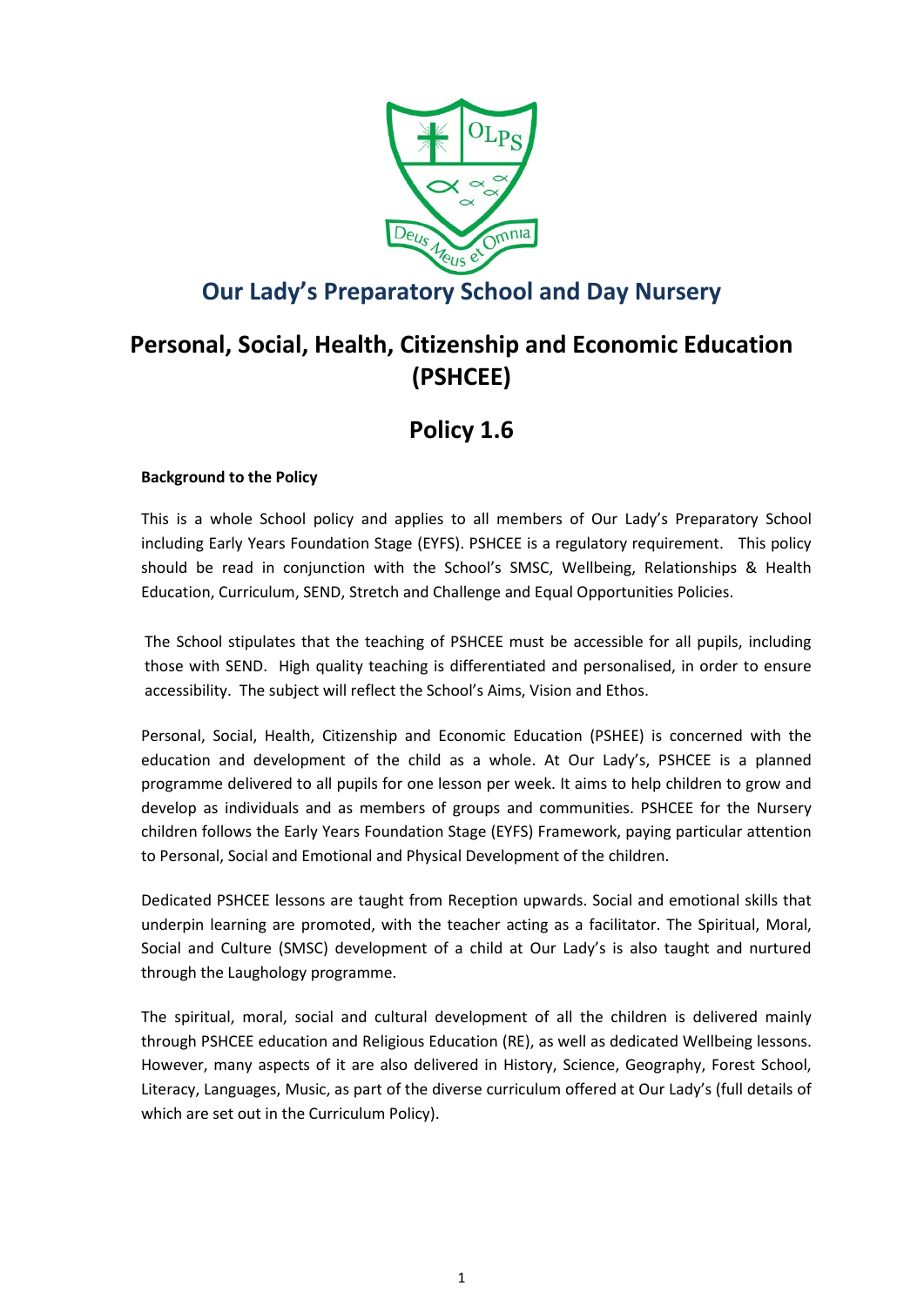# Our Lady's Preparatory School and Day Nursery

# Personal, Social, Health, Citizenship and Economic Education (PSHCEE)

# Policy 1.6

**Background to the Policy**

This is a whole School policy and applies to all members of Our Lady's Preparatory School including Early Years Foundation Stage (EYFS). PSHCEE is a regulatory requirement. This policy should be read in conjunction with the School's SMSC, Wellbeing, Relationships & Health Education, Curriculum, SEND, Stretch and Challenge and Equal Opportunities Policies.

The School stipulates that the teaching of PSHCEE must be accessible for all pupils, including those with SEND. High quality teaching is differentiated and personalised, in order to ensure accessibility. The subject will reflect the School's Aims, Vision and Ethos.

Personal, Social, Health, Citizenship and Economic Education (PSHEE) is concerned with the education and development of the child as a whole. At Our Lady's, PSHCEE is a planned programme delivered to all pupils for one lesson per week. It aims to help children to grow and develop as individuals and as members of groups and communities. PSHCEE for the Nursery children follows the Early Years Foundation Stage (EYFS) Framework, paying particular attention to Personal, Social and Emotional and Physical Development of the children.

Dedicated PSHCEE lessons are taught from Reception upwards. Social and emotional skills that underpin learning are promoted, with the teacher acting as a facilitator. The Spiritual, Moral, Social and Culture (SMSC) development of a child at Our Lady's is also taught and nurtured through the Laughology programme.

The spiritual, moral, social and cultural development of all the children is delivered mainly through PSHCEE education and Religious Education (RE), as well as dedicated Wellbeing lessons. However, many aspects of it are also delivered in History, Science, Geography, Forest School, Literacy, Languages, Music, as part of the diverse curriculum offered at Our Lady's (full details of which are set out in the Curriculum Policy).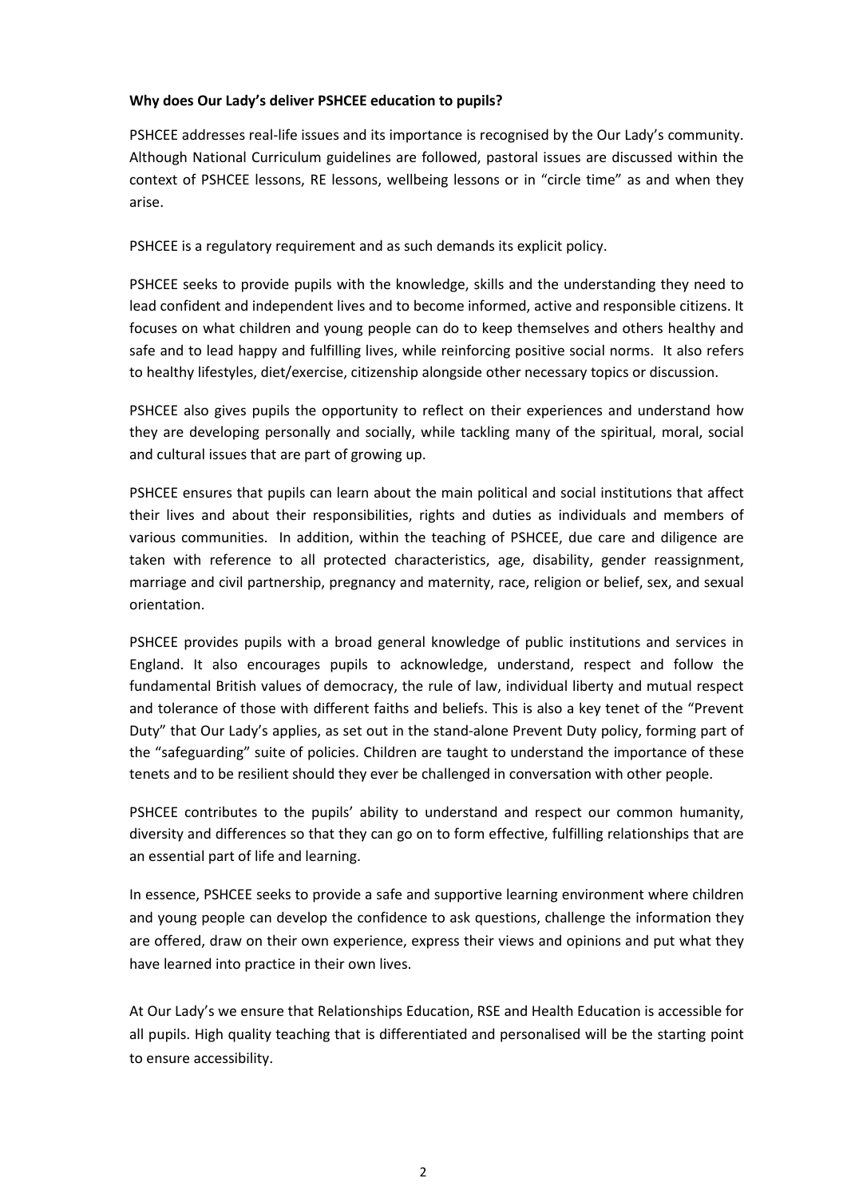**Why does Our Lady's deliver PSHCEE education to pupils?**

PSHCEE addresses real-life issues and its importance is recognised by the Our Lady's community. Although National Curriculum guidelines are followed, pastoral issues are discussed within the context of PSHCEE lessons, RE lessons, wellbeing lessons or in "circle time" as and when they arise.

PSHCEE is a regulatory requirement and as such demands its explicit policy.

PSHCEE seeks to provide pupils with the knowledge, skills and the understanding they need to lead confident and independent lives and to become informed, active and responsible citizens. It focuses on what children and young people can do to keep themselves and others healthy and safe and to lead happy and fulfilling lives, while reinforcing positive social norms. It also refers to healthy lifestyles, diet/exercise, citizenship alongside other necessary topics or discussion.

PSHCEE also gives pupils the opportunity to reflect on their experiences and understand how they are developing personally and socially, while tackling many of the spiritual, moral, social and cultural issues that are part of growing up.

PSHCEE ensures that pupils can learn about the main political and social institutions that affect their lives and about their responsibilities, rights and duties as individuals and members of various communities. In addition, within the teaching of PSHCEE, due care and diligence are taken with reference to all protected characteristics, age, disability, gender reassignment, marriage and civil partnership, pregnancy and maternity, race, religion or belief, sex, and sexual orientation.

PSHCEE provides pupils with a broad general knowledge of public institutions and services in England. It also encourages pupils to acknowledge, understand, respect and follow the fundamental British values of democracy, the rule of law, individual liberty and mutual respect and tolerance of those with different faiths and beliefs. This is also a key tenet of the "Prevent Duty" that Our Lady's applies, as set out in the stand-alone Prevent Duty policy, forming part of the "safeguarding" suite of policies. Children are taught to understand the importance of these tenets and to be resilient should they ever be challenged in conversation with other people.

PSHCEE contributes to the pupils' ability to understand and respect our common humanity, diversity and differences so that they can go on to form effective, fulfilling relationships that are an essential part of life and learning.

In essence, PSHCEE seeks to provide a safe and supportive learning environment where children and young people can develop the confidence to ask questions, challenge the information they are offered, draw on their own experience, express their views and opinions and put what they have learned into practice in their own lives.

At Our Lady's we ensure that Relationships Education, RSE and Health Education is accessible for all pupils. High quality teaching that is differentiated and personalised will be the starting point to ensure accessibility.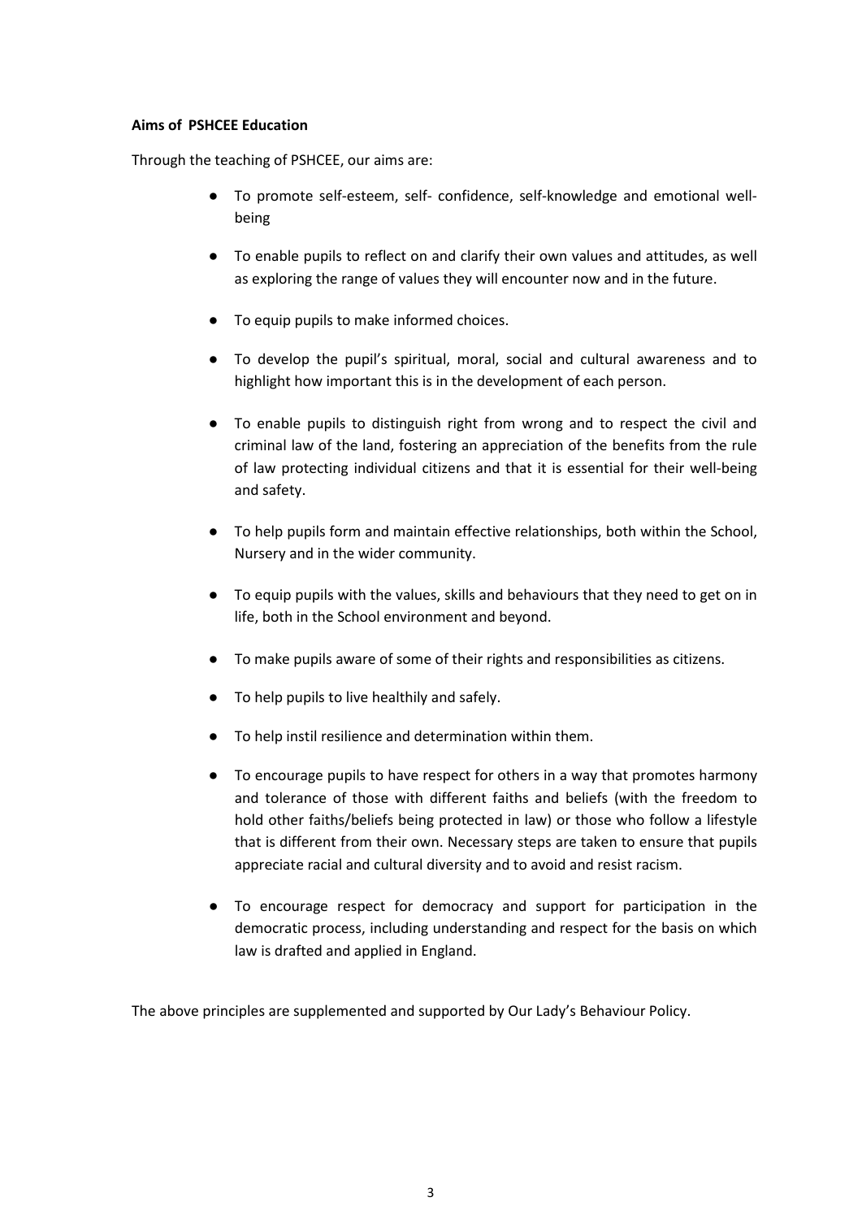**Aims of PSHCEE Education**

Through the teaching of PSHCEE, our aims are:

- To promote self-esteem, self- confidence, self-knowledge and emotional well-being
- To enable pupils to reflect on and clarify their own values and attitudes, as well as exploring the range of values they will encounter now and in the future.
- To equip pupils to make informed choices.
- To develop the pupil's spiritual, moral, social and cultural awareness and to highlight how important this is in the development of each person.
- To enable pupils to distinguish right from wrong and to respect the civil and criminal law of the land, fostering an appreciation of the benefits from the rule of law protecting individual citizens and that it is essential for their well-being and safety.
- To help pupils form and maintain effective relationships, both within the School, Nursery and in the wider community.
- To equip pupils with the values, skills and behaviours that they need to get on in life, both in the School environment and beyond.
- To make pupils aware of some of their rights and responsibilities as citizens.
- To help pupils to live healthily and safely.
- To help instil resilience and determination within them.
- To encourage pupils to have respect for others in a way that promotes harmony and tolerance of those with different faiths and beliefs (with the freedom to hold other faiths/beliefs being protected in law) or those who follow a lifestyle that is different from their own. Necessary steps are taken to ensure that pupils appreciate racial and cultural diversity and to avoid and resist racism.
- To encourage respect for democracy and support for participation in the democratic process, including understanding and respect for the basis on which law is drafted and applied in England.

The above principles are supplemented and supported by Our Lady's Behaviour Policy.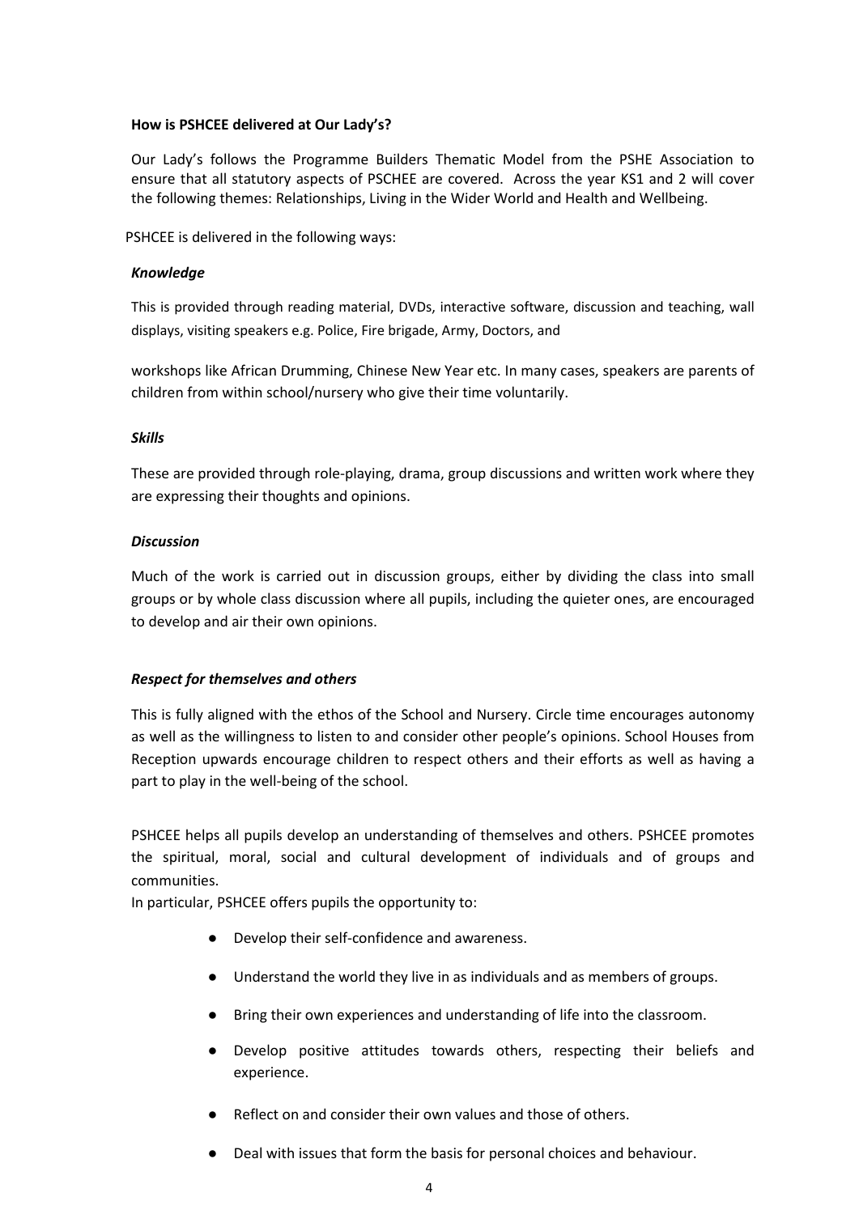**How is PSHCEE delivered at Our Lady's?**

Our Lady's follows the Programme Builders Thematic Model from the PSHE Association to ensure that all statutory aspects of PSCHEE are covered. Across the year KS1 and 2 will cover the following themes: Relationships, Living in the Wider World and Health and Wellbeing.

PSHCEE is delivered in the following ways:

***Knowledge***

This is provided through reading material, DVDs, interactive software, discussion and teaching, wall displays, visiting speakers e.g. Police, Fire brigade, Army, Doctors, and

workshops like African Drumming, Chinese New Year etc. In many cases, speakers are parents of children from within school/nursery who give their time voluntarily.

***Skills***

These are provided through role-playing, drama, group discussions and written work where they are expressing their thoughts and opinions.

***Discussion***

Much of the work is carried out in discussion groups, either by dividing the class into small groups or by whole class discussion where all pupils, including the quieter ones, are encouraged to develop and air their own opinions.

***Respect for themselves and others***

This is fully aligned with the ethos of the School and Nursery. Circle time encourages autonomy as well as the willingness to listen to and consider other people's opinions. School Houses from Reception upwards encourage children to respect others and their efforts as well as having a part to play in the well-being of the school.

PSHCEE helps all pupils develop an understanding of themselves and others. PSHCEE promotes the spiritual, moral, social and cultural development of individuals and of groups and communities.

In particular, PSHCEE offers pupils the opportunity to:

- Develop their self-confidence and awareness.
- Understand the world they live in as individuals and as members of groups.
- Bring their own experiences and understanding of life into the classroom.
- Develop positive attitudes towards others, respecting their beliefs and experience.
- Reflect on and consider their own values and those of others.
- Deal with issues that form the basis for personal choices and behaviour.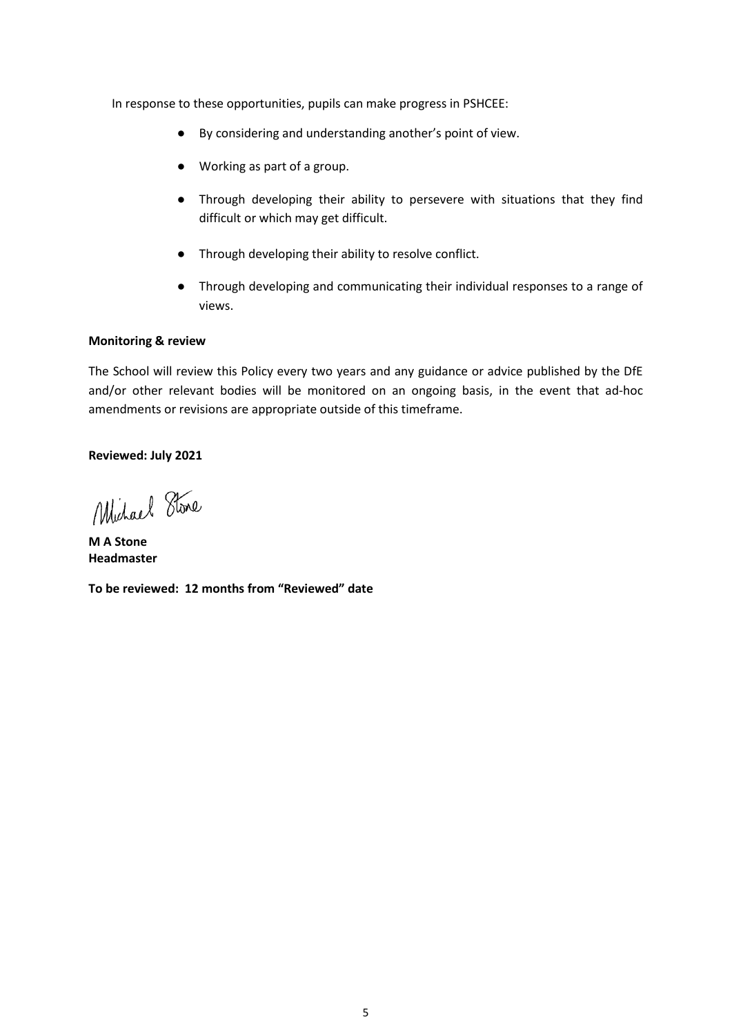In response to these opportunities, pupils can make progress in PSHCEE:

- By considering and understanding another's point of view.
- Working as part of a group.
- Through developing their ability to persevere with situations that they find difficult or which may get difficult.
- Through developing their ability to resolve conflict.
- Through developing and communicating their individual responses to a range of views.

**Monitoring & review**

The School will review this Policy every two years and any guidance or advice published by the DfE and/or other relevant bodies will be monitored on an ongoing basis, in the event that ad-hoc amendments or revisions are appropriate outside of this timeframe.

**Reviewed: July 2021**

Michael Stone

**M A Stone**
**Headmaster**

**To be reviewed: 12 months from "Reviewed" date**